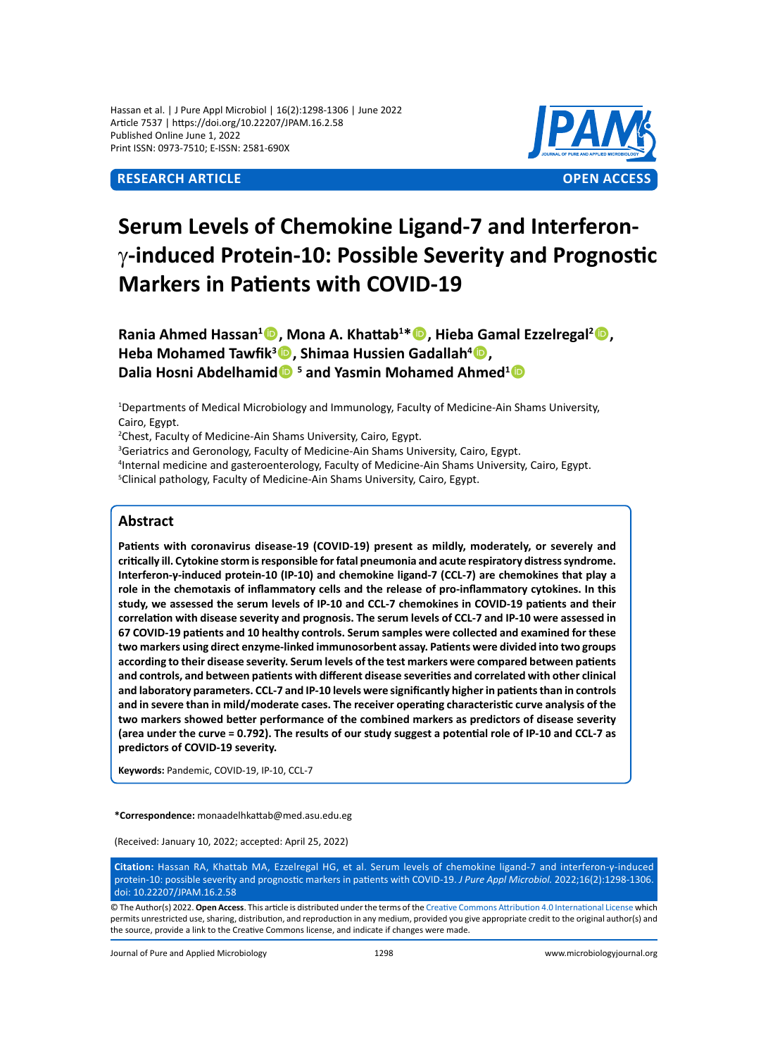Hassan et al. | J Pure Appl Microbiol | 16(2):1298-1306 | June 2022
Article 7537 | https://doi.org/10.22207/JPAM.16.2.58
Published Online June 1, 2022
Print ISSN: 0973-7510; E-ISSN: 2581-690X

**RESEARCH ARTICLE** **OPEN ACCESS**

# Serum Levels of Chemokine Ligand-7 and Interferon-γ-induced Protein-10: Possible Severity and Prognostic Markers in Patients with COVID-19

**Rania Ahmed Hassan[1], Mona A. Khattab[1]*, Hieba Gamal Ezzelregal[2], Heba Mohamed Tawfik[3], Shimaa Hussien Gadallah[4], Dalia Hosni Abdelhamid[5] and Yasmin Mohamed Ahmed[1]**

[1]Departments of Medical Microbiology and Immunology, Faculty of Medicine-Ain Shams University, Cairo, Egypt.
[2]Chest, Faculty of Medicine-Ain Shams University, Cairo, Egypt.
[3]Geriatrics and Geronology, Faculty of Medicine-Ain Shams University, Cairo, Egypt.
[4]Internal medicine and gasteroenterology, Faculty of Medicine-Ain Shams University, Cairo, Egypt.
[5]Clinical pathology, Faculty of Medicine-Ain Shams University, Cairo, Egypt.

## Abstract

**Patients with coronavirus disease-19 (COVID-19) present as mildly, moderately, or severely and critically ill. Cytokine storm is responsible for fatal pneumonia and acute respiratory distress syndrome. Interferon-γ-induced protein-10 (IP-10) and chemokine ligand-7 (CCL-7) are chemokines that play a role in the chemotaxis of inflammatory cells and the release of pro-inflammatory cytokines. In this study, we assessed the serum levels of IP-10 and CCL-7 chemokines in COVID-19 patients and their correlation with disease severity and prognosis. The serum levels of CCL-7 and IP-10 were assessed in 67 COVID-19 patients and 10 healthy controls. Serum samples were collected and examined for these two markers using direct enzyme-linked immunosorbent assay. Patients were divided into two groups according to their disease severity. Serum levels of the test markers were compared between patients and controls, and between patients with different disease severities and correlated with other clinical and laboratory parameters. CCL-7 and IP-10 levels were significantly higher in patients than in controls and in severe than in mild/moderate cases. The receiver operating characteristic curve analysis of the two markers showed better performance of the combined markers as predictors of disease severity (area under the curve = 0.792). The results of our study suggest a potential role of IP-10 and CCL-7 as predictors of COVID-19 severity.**

**Keywords:** Pandemic, COVID-19, IP-10, CCL-7

**\*Correspondence:** monaadelhkattab@med.asu.edu.eg

(Received: January 10, 2022; accepted: April 25, 2022)

**Citation:** Hassan RA, Khattab MA, Ezzelregal HG, et al. Serum levels of chemokine ligand-7 and interferon-γ-induced protein-10: possible severity and prognostic markers in patients with COVID-19. *J Pure Appl Microbiol.* 2022;16(2):1298-1306. doi: 10.22207/JPAM.16.2.58

© The Author(s) 2022. **Open Access**. This article is distributed under the terms of the Creative Commons Attribution 4.0 International License which permits unrestricted use, sharing, distribution, and reproduction in any medium, provided you give appropriate credit to the original author(s) and the source, provide a link to the Creative Commons license, and indicate if changes were made.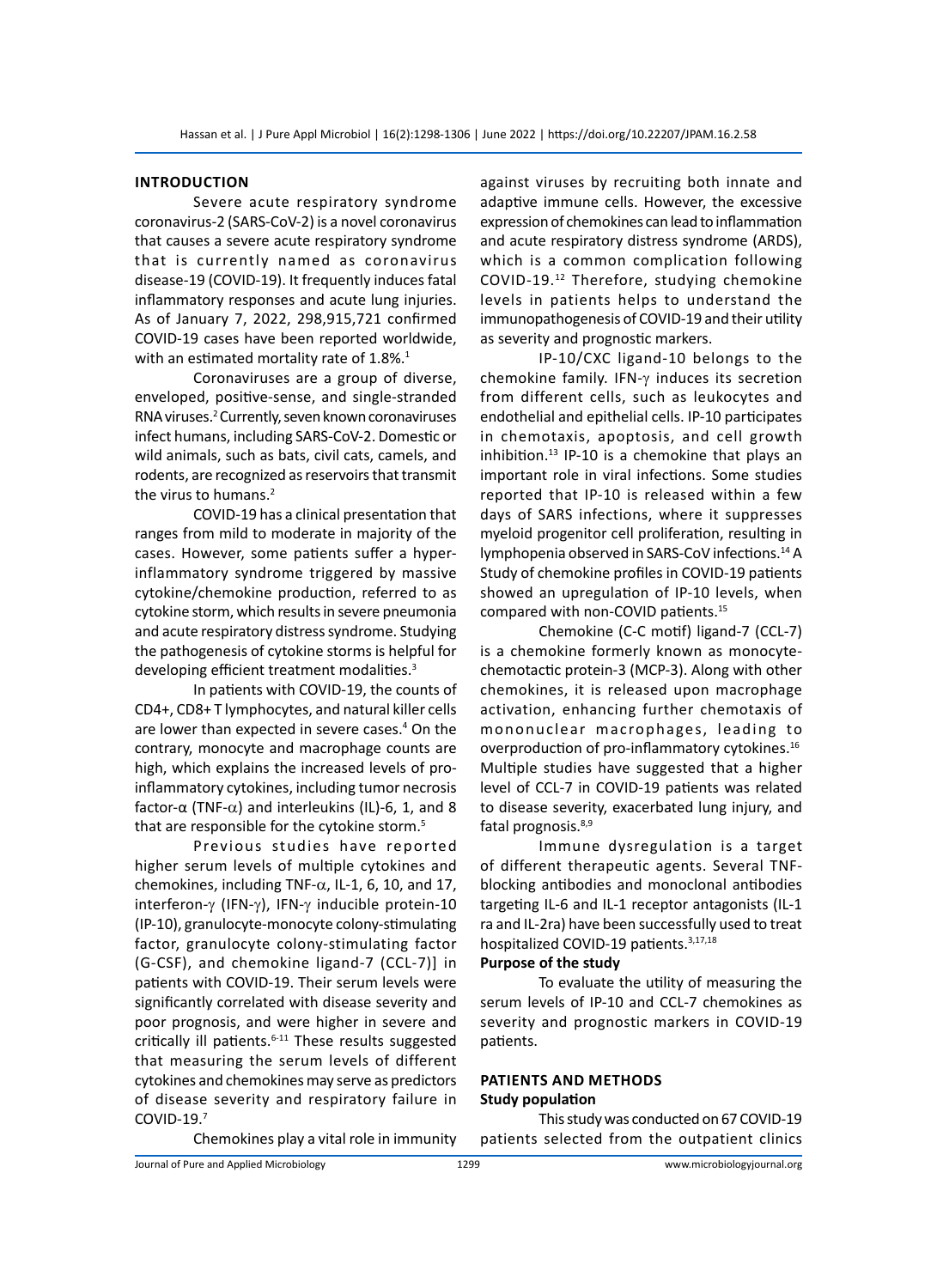## INTRODUCTION

Severe acute respiratory syndrome coronavirus-2 (SARS-CoV-2) is a novel coronavirus that causes a severe acute respiratory syndrome that is currently named as coronavirus disease-19 (COVID-19). It frequently induces fatal inflammatory responses and acute lung injuries. As of January 7, 2022, 298,915,721 confirmed COVID-19 cases have been reported worldwide, with an estimated mortality rate of 1.8%.[1]

Coronaviruses are a group of diverse, enveloped, positive-sense, and single-stranded RNA viruses.[2] Currently, seven known coronaviruses infect humans, including SARS-CoV-2. Domestic or wild animals, such as bats, civil cats, camels, and rodents, are recognized as reservoirs that transmit the virus to humans.[2]

COVID-19 has a clinical presentation that ranges from mild to moderate in majority of the cases. However, some patients suffer a hyper-inflammatory syndrome triggered by massive cytokine/chemokine production, referred to as cytokine storm, which results in severe pneumonia and acute respiratory distress syndrome. Studying the pathogenesis of cytokine storms is helpful for developing efficient treatment modalities.[3]

In patients with COVID-19, the counts of CD4+, CD8+ T lymphocytes, and natural killer cells are lower than expected in severe cases.[4] On the contrary, monocyte and macrophage counts are high, which explains the increased levels of pro-inflammatory cytokines, including tumor necrosis factor-α (TNF-α) and interleukins (IL)-6, 1, and 8 that are responsible for the cytokine storm.[5]

Previous studies have reported higher serum levels of multiple cytokines and chemokines, including TNF-α, IL-1, 6, 10, and 17, interferon-γ (IFN-γ), IFN-γ inducible protein-10 (IP-10), granulocyte-monocyte colony-stimulating factor, granulocyte colony-stimulating factor (G-CSF), and chemokine ligand-7 (CCL-7)] in patients with COVID-19. Their serum levels were significantly correlated with disease severity and poor prognosis, and were higher in severe and critically ill patients.[6-11] These results suggested that measuring the serum levels of different cytokines and chemokines may serve as predictors of disease severity and respiratory failure in COVID-19.[7]

Chemokines play a vital role in immunity against viruses by recruiting both innate and adaptive immune cells. However, the excessive expression of chemokines can lead to inflammation and acute respiratory distress syndrome (ARDS), which is a common complication following COVID-19.[12] Therefore, studying chemokine levels in patients helps to understand the immunopathogenesis of COVID-19 and their utility as severity and prognostic markers.

IP-10/CXC ligand-10 belongs to the chemokine family. IFN-γ induces its secretion from different cells, such as leukocytes and endothelial and epithelial cells. IP-10 participates in chemotaxis, apoptosis, and cell growth inhibition.[13] IP-10 is a chemokine that plays an important role in viral infections. Some studies reported that IP-10 is released within a few days of SARS infections, where it suppresses myeloid progenitor cell proliferation, resulting in lymphopenia observed in SARS-CoV infections.[14] A Study of chemokine profiles in COVID-19 patients showed an upregulation of IP-10 levels, when compared with non-COVID patients.[15]

Chemokine (C-C motif) ligand-7 (CCL-7) is a chemokine formerly known as monocyte-chemotactic protein-3 (MCP-3). Along with other chemokines, it is released upon macrophage activation, enhancing further chemotaxis of mononuclear macrophages, leading to overproduction of pro-inflammatory cytokines.[16] Multiple studies have suggested that a higher level of CCL-7 in COVID-19 patients was related to disease severity, exacerbated lung injury, and fatal prognosis.[8,9]

Immune dysregulation is a target of different therapeutic agents. Several TNF-blocking antibodies and monoclonal antibodies targeting IL-6 and IL-1 receptor antagonists (IL-1 ra and IL-2ra) have been successfully used to treat hospitalized COVID-19 patients.[3,17,18]

### Purpose of the study

To evaluate the utility of measuring the serum levels of IP-10 and CCL-7 chemokines as severity and prognostic markers in COVID-19 patients.

## PATIENTS AND METHODS

### Study population

This study was conducted on 67 COVID-19 patients selected from the outpatient clinics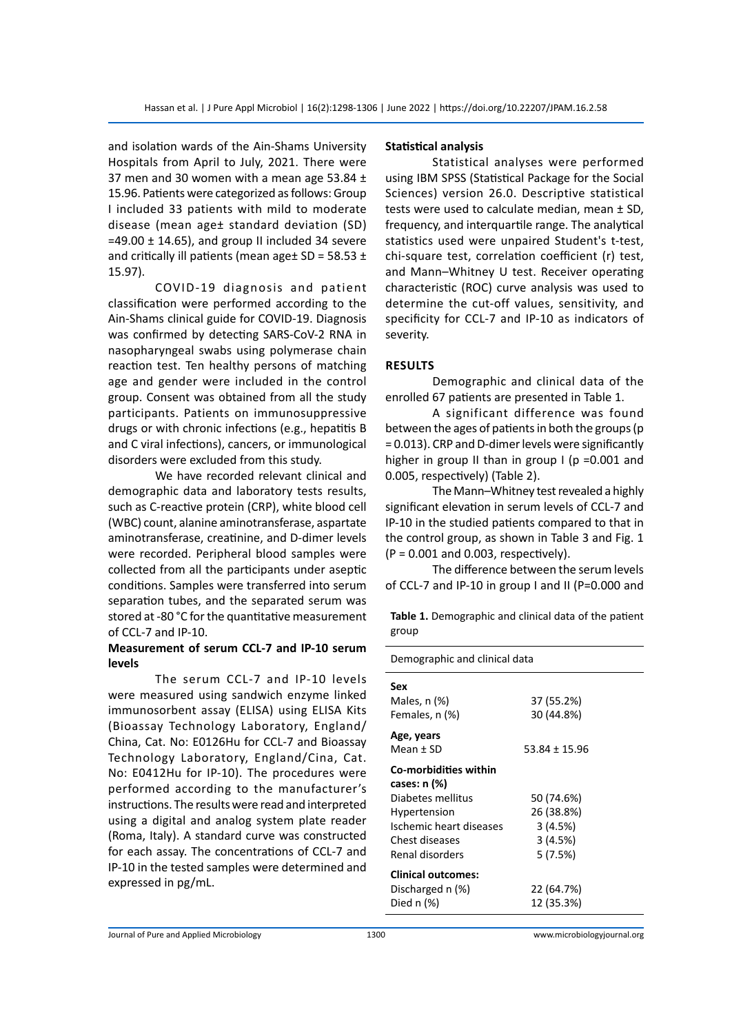and isolation wards of the Ain-Shams University Hospitals from April to July, 2021. There were 37 men and 30 women with a mean age 53.84 ± 15.96. Patients were categorized as follows: Group I included 33 patients with mild to moderate disease (mean age± standard deviation (SD) =49.00 ± 14.65), and group II included 34 severe and critically ill patients (mean age± SD = 58.53 ± 15.97).

COVID-19 diagnosis and patient classification were performed according to the Ain-Shams clinical guide for COVID-19. Diagnosis was confirmed by detecting SARS-CoV-2 RNA in nasopharyngeal swabs using polymerase chain reaction test. Ten healthy persons of matching age and gender were included in the control group. Consent was obtained from all the study participants. Patients on immunosuppressive drugs or with chronic infections (e.g., hepatitis B and C viral infections), cancers, or immunological disorders were excluded from this study.

We have recorded relevant clinical and demographic data and laboratory tests results, such as C-reactive protein (CRP), white blood cell (WBC) count, alanine aminotransferase, aspartate aminotransferase, creatinine, and D-dimer levels were recorded. Peripheral blood samples were collected from all the participants under aseptic conditions. Samples were transferred into serum separation tubes, and the separated serum was stored at -80 °C for the quantitative measurement of CCL-7 and IP-10.

### Measurement of serum CCL-7 and IP-10 serum levels

The serum CCL-7 and IP-10 levels were measured using sandwich enzyme linked immunosorbent assay (ELISA) using ELISA Kits (Bioassay Technology Laboratory, England/China, Cat. No: E0126Hu for CCL-7 and Bioassay Technology Laboratory, England/Cina, Cat. No: E0412Hu for IP-10). The procedures were performed according to the manufacturer's instructions. The results were read and interpreted using a digital and analog system plate reader (Roma, Italy). A standard curve was constructed for each assay. The concentrations of CCL-7 and IP-10 in the tested samples were determined and expressed in pg/mL.

### Statistical analysis

Statistical analyses were performed using IBM SPSS (Statistical Package for the Social Sciences) version 26.0. Descriptive statistical tests were used to calculate median, mean ± SD, frequency, and interquartile range. The analytical statistics used were unpaired Student's t-test, chi-square test, correlation coefficient (r) test, and Mann–Whitney U test. Receiver operating characteristic (ROC) curve analysis was used to determine the cut-off values, sensitivity, and specificity for CCL-7 and IP-10 as indicators of severity.

## RESULTS

Demographic and clinical data of the enrolled 67 patients are presented in Table 1.

A significant difference was found between the ages of patients in both the groups (p = 0.013). CRP and D-dimer levels were significantly higher in group II than in group I (p =0.001 and 0.005, respectively) (Table 2).

The Mann–Whitney test revealed a highly significant elevation in serum levels of CCL-7 and IP-10 in the studied patients compared to that in the control group, as shown in Table 3 and Fig. 1 (P = 0.001 and 0.003, respectively).

The difference between the serum levels of CCL-7 and IP-10 in group I and II (P=0.000 and

**Table 1.** Demographic and clinical data of the patient group

| Demographic and clinical data | |
|---|---|
| **Sex** | |
| Males, n (%) | 37 (55.2%) |
| Females, n (%) | 30 (44.8%) |
| **Age, years** | |
| Mean ± SD | 53.84 ± 15.96 |
| **Co-morbidities within cases: n (%)** | |
| Diabetes mellitus | 50 (74.6%) |
| Hypertension | 26 (38.8%) |
| Ischemic heart diseases | 3 (4.5%) |
| Chest diseases | 3 (4.5%) |
| Renal disorders | 5 (7.5%) |
| **Clinical outcomes:** | |
| Discharged n (%) | 22 (64.7%) |
| Died n (%) | 12 (35.3%) |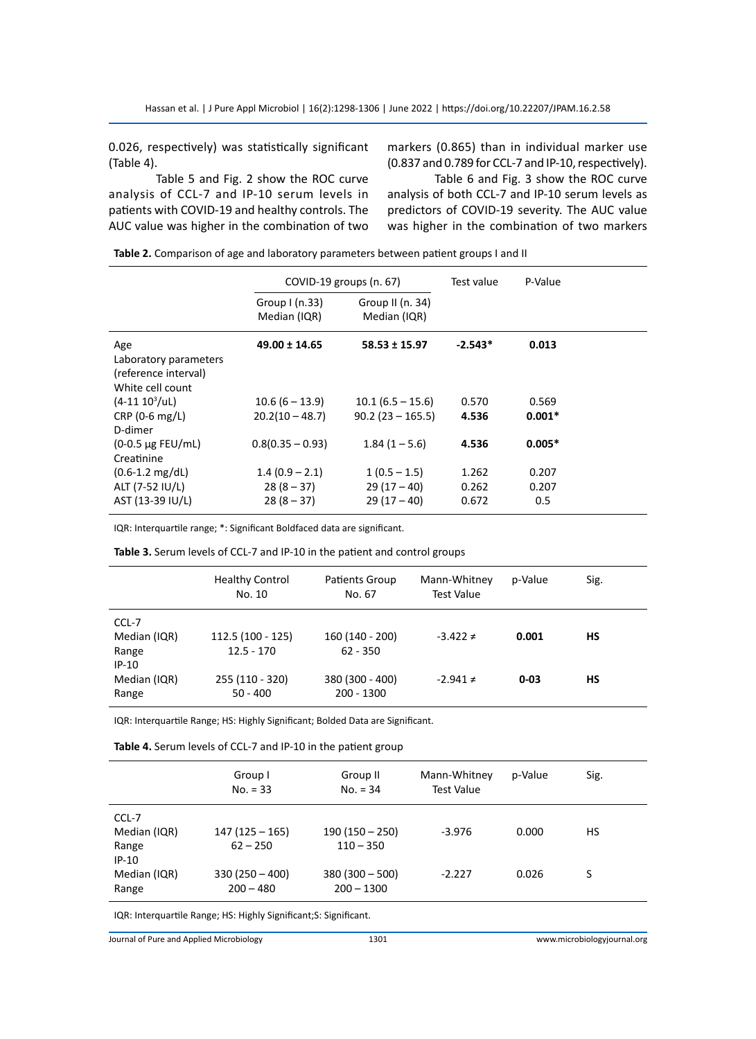0.026, respectively) was statistically significant (Table 4).

Table 5 and Fig. 2 show the ROC curve analysis of CCL-7 and IP-10 serum levels in patients with COVID-19 and healthy controls. The AUC value was higher in the combination of two markers (0.865) than in individual marker use (0.837 and 0.789 for CCL-7 and IP-10, respectively).

Table 6 and Fig. 3 show the ROC curve analysis of both CCL-7 and IP-10 serum levels as predictors of COVID-19 severity. The AUC value was higher in the combination of two markers

**Table 2.** Comparison of age and laboratory parameters between patient groups I and II

| | COVID-19 groups (n. 67) | | Test value | P-Value |
|---|---|---|---|---|
| | Group I (n.33) Median (IQR) | Group II (n. 34) Median (IQR) | | |
| Age | **49.00 ± 14.65** | **58.53 ± 15.97** | **-2.543*** | **0.013** |
| Laboratory parameters (reference interval) | | | | |
| White cell count ($4$-$11\ 10^3$/uL) | 10.6 (6 – 13.9) | 10.1 (6.5 – 15.6) | 0.570 | 0.569 |
| CRP (0-6 mg/L) | 20.2(10 – 48.7) | 90.2 (23 – 165.5) | **4.536** | **0.001*** |
| D-dimer (0-0.5 µg FEU/mL) | 0.8(0.35 – 0.93) | 1.84 (1 – 5.6) | **4.536** | **0.005*** |
| Creatinine (0.6-1.2 mg/dL) | 1.4 (0.9 – 2.1) | 1 (0.5 – 1.5) | 1.262 | 0.207 |
| ALT (7-52 IU/L) | 28 (8 – 37) | 29 (17 – 40) | 0.262 | 0.207 |
| AST (13-39 IU/L) | 28 (8 – 37) | 29 (17 – 40) | 0.672 | 0.5 |

IQR: Interquartile range; *: Significant Boldfaced data are significant.

**Table 3.** Serum levels of CCL-7 and IP-10 in the patient and control groups

| | Healthy Control No. 10 | Patients Group No. 67 | Mann-Whitney Test Value | p-Value | Sig. |
|---|---|---|---|---|---|
| CCL-7 | | | | | |
| Median (IQR) | 112.5 (100 - 125) | 160 (140 - 200) | -3.422 ≠ | **0.001** | **HS** |
| Range | 12.5 - 170 | 62 - 350 | | | |
| IP-10 | | | | | |
| Median (IQR) | 255 (110 - 320) | 380 (300 - 400) | -2.941 ≠ | **0-03** | **HS** |
| Range | 50 - 400 | 200 - 1300 | | | |

IQR: Interquartile Range; HS: Highly Significant; Bolded Data are Significant.

**Table 4.** Serum levels of CCL-7 and IP-10 in the patient group

| | Group I No. = 33 | Group II No. = 34 | Mann-Whitney Test Value | p-Value | Sig. |
|---|---|---|---|---|---|
| CCL-7 | | | | | |
| Median (IQR) | 147 (125 – 165) | 190 (150 – 250) | -3.976 | 0.000 | HS |
| Range | 62 – 250 | 110 – 350 | | | |
| IP-10 | | | | | |
| Median (IQR) | 330 (250 – 400) | 380 (300 – 500) | -2.227 | 0.026 | S |
| Range | 200 – 480 | 200 – 1300 | | | |

IQR: Interquartile Range; HS: Highly Significant;S: Significant.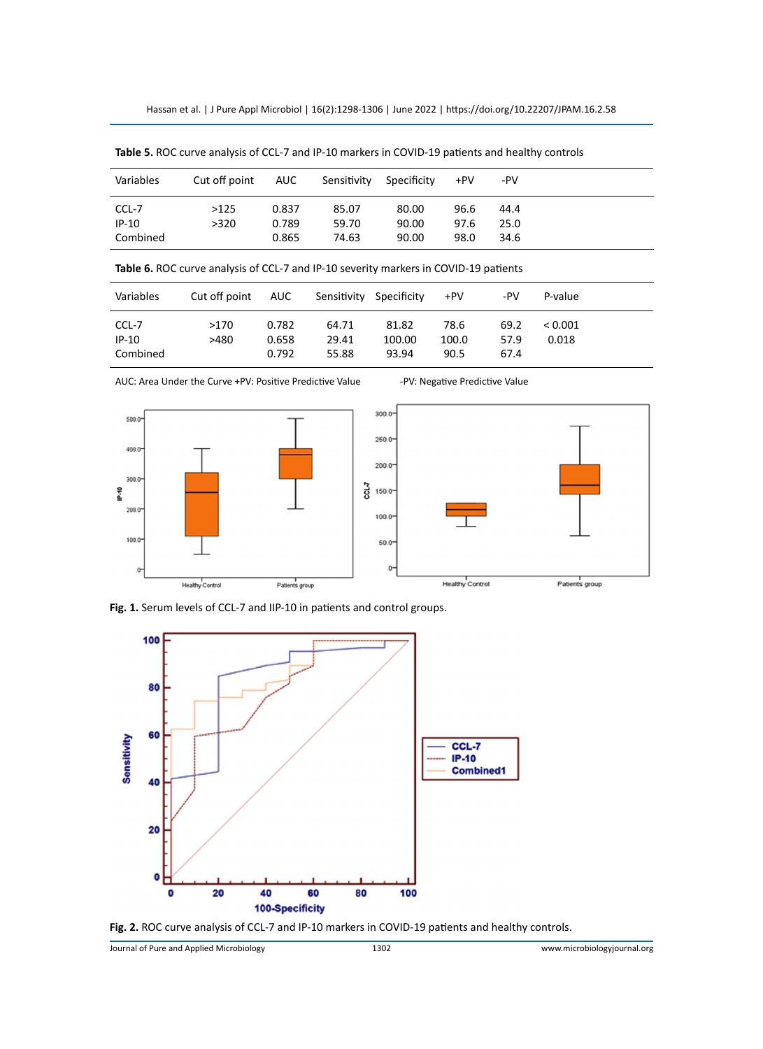**Table 5.** ROC curve analysis of CCL-7 and IP-10 markers in COVID-19 patients and healthy controls

| Variables | Cut off point | AUC | Sensitivity | Specificity | +PV | -PV |
|---|---|---|---|---|---|---|
| CCL-7 | >125 | 0.837 | 85.07 | 80.00 | 96.6 | 44.4 |
| IP-10 | >320 | 0.789 | 59.70 | 90.00 | 97.6 | 25.0 |
| Combined | | 0.865 | 74.63 | 90.00 | 98.0 | 34.6 |

**Table 6.** ROC curve analysis of CCL-7 and IP-10 severity markers in COVID-19 patients

| Variables | Cut off point | AUC | Sensitivity | Specificity | +PV | -PV | P-value |
|---|---|---|---|---|---|---|---|
| CCL-7 | >170 | 0.782 | 64.71 | 81.82 | 78.6 | 69.2 | < 0.001 |
| IP-10 | >480 | 0.658 | 29.41 | 100.00 | 100.0 | 57.9 | 0.018 |
| Combined | | 0.792 | 55.88 | 93.94 | 90.5 | 67.4 | |

AUC: Area Under the Curve +PV: Positive Predictive Value -PV: Negative Predictive Value

**Fig. 1.** Serum levels of CCL-7 and IIP-10 in patients and control groups.

**Fig. 2.** ROC curve analysis of CCL-7 and IP-10 markers in COVID-19 patients and healthy controls.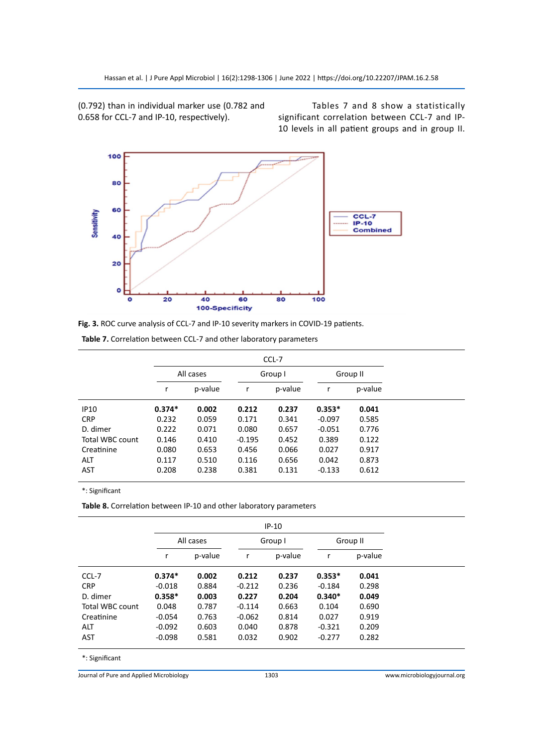(0.792) than in individual marker use (0.782 and 0.658 for CCL-7 and IP-10, respectively).

Tables 7 and 8 show a statistically significant correlation between CCL-7 and IP-10 levels in all patient groups and in group II.

**Fig. 3.** ROC curve analysis of CCL-7 and IP-10 severity markers in COVID-19 patients.

**Table 7.** Correlation between CCL-7 and other laboratory parameters

| | CCL-7 | | | | | |
|---|---|---|---|---|---|---|
| | All cases | | Group I | | Group II | |
| | r | p-value | r | p-value | r | p-value |
| IP10 | **0.374*** | **0.002** | **0.212** | **0.237** | **0.353*** | **0.041** |
| CRP | 0.232 | 0.059 | 0.171 | 0.341 | -0.097 | 0.585 |
| D. dimer | 0.222 | 0.071 | 0.080 | 0.657 | -0.051 | 0.776 |
| Total WBC count | 0.146 | 0.410 | -0.195 | 0.452 | 0.389 | 0.122 |
| Creatinine | 0.080 | 0.653 | 0.456 | 0.066 | 0.027 | 0.917 |
| ALT | 0.117 | 0.510 | 0.116 | 0.656 | 0.042 | 0.873 |
| AST | 0.208 | 0.238 | 0.381 | 0.131 | -0.133 | 0.612 |

*: Significant

**Table 8.** Correlation between IP-10 and other laboratory parameters

| | IP-10 | | | | | |
|---|---|---|---|---|---|---|
| | All cases | | Group I | | Group II | |
| | r | p-value | r | p-value | r | p-value |
| CCL-7 | **0.374*** | **0.002** | **0.212** | **0.237** | **0.353*** | **0.041** |
| CRP | -0.018 | 0.884 | -0.212 | 0.236 | -0.184 | 0.298 |
| D. dimer | **0.358*** | **0.003** | **0.227** | **0.204** | **0.340*** | **0.049** |
| Total WBC count | 0.048 | 0.787 | -0.114 | 0.663 | 0.104 | 0.690 |
| Creatinine | -0.054 | 0.763 | -0.062 | 0.814 | 0.027 | 0.919 |
| ALT | -0.092 | 0.603 | 0.040 | 0.878 | -0.321 | 0.209 |
| AST | -0.098 | 0.581 | 0.032 | 0.902 | -0.277 | 0.282 |

*: Significant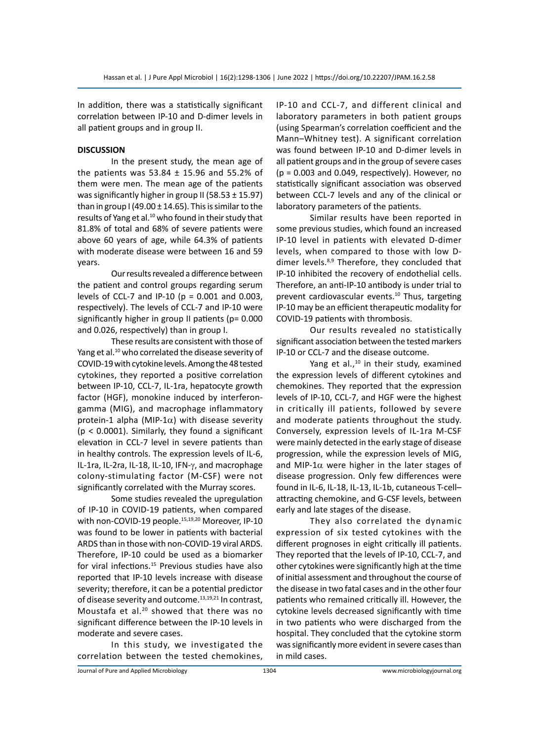In addition, there was a statistically significant correlation between IP-10 and D-dimer levels in all patient groups and in group II.

## DISCUSSION

In the present study, the mean age of the patients was 53.84 ± 15.96 and 55.2% of them were men. The mean age of the patients was significantly higher in group II (58.53 ± 15.97) than in group I (49.00 ± 14.65). This is similar to the results of Yang et al.[10] who found in their study that 81.8% of total and 68% of severe patients were above 60 years of age, while 64.3% of patients with moderate disease were between 16 and 59 years.

Our results revealed a difference between the patient and control groups regarding serum levels of CCL-7 and IP-10 ($p = 0.001$ and 0.003, respectively). The levels of CCL-7 and IP-10 were significantly higher in group II patients ($p= 0.000$ and 0.026, respectively) than in group I.

These results are consistent with those of Yang et al.[10] who correlated the disease severity of COVID-19 with cytokine levels. Among the 48 tested cytokines, they reported a positive correlation between IP-10, CCL-7, IL-1ra, hepatocyte growth factor (HGF), monokine induced by interferon-gamma (MIG), and macrophage inflammatory protein-1 alpha (MIP-1$\alpha$) with disease severity ($p < 0.0001$). Similarly, they found a significant elevation in CCL-7 level in severe patients than in healthy controls. The expression levels of IL-6, IL-1ra, IL-2ra, IL-18, IL-10, IFN-$\gamma$, and macrophage colony-stimulating factor (M-CSF) were not significantly correlated with the Murray scores.

Some studies revealed the upregulation of IP-10 in COVID-19 patients, when compared with non-COVID-19 people.[15,19,20] Moreover, IP-10 was found to be lower in patients with bacterial ARDS than in those with non-COVID-19 viral ARDS. Therefore, IP-10 could be used as a biomarker for viral infections.[15] Previous studies have also reported that IP-10 levels increase with disease severity; therefore, it can be a potential predictor of disease severity and outcome.[13,19,21] In contrast, Moustafa et al.[20] showed that there was no significant difference between the IP-10 levels in moderate and severe cases.

In this study, we investigated the correlation between the tested chemokines, IP-10 and CCL-7, and different clinical and laboratory parameters in both patient groups (using Spearman's correlation coefficient and the Mann–Whitney test). A significant correlation was found between IP-10 and D-dimer levels in all patient groups and in the group of severe cases ($p = 0.003$ and 0.049, respectively). However, no statistically significant association was observed between CCL-7 levels and any of the clinical or laboratory parameters of the patients.

Similar results have been reported in some previous studies, which found an increased IP-10 level in patients with elevated D-dimer levels, when compared to those with low D-dimer levels.[8,9] Therefore, they concluded that IP-10 inhibited the recovery of endothelial cells. Therefore, an anti-IP-10 antibody is under trial to prevent cardiovascular events.[10] Thus, targeting IP-10 may be an efficient therapeutic modality for COVID-19 patients with thrombosis.

Our results revealed no statistically significant association between the tested markers IP-10 or CCL-7 and the disease outcome.

Yang et al.,[10] in their study, examined the expression levels of different cytokines and chemokines. They reported that the expression levels of IP-10, CCL-7, and HGF were the highest in critically ill patients, followed by severe and moderate patients throughout the study. Conversely, expression levels of IL-1ra M-CSF were mainly detected in the early stage of disease progression, while the expression levels of MIG, and MIP-1$\alpha$ were higher in the later stages of disease progression. Only few differences were found in IL-6, IL-18, IL-13, IL-1b, cutaneous T-cell–attracting chemokine, and G-CSF levels, between early and late stages of the disease.

They also correlated the dynamic expression of six tested cytokines with the different prognoses in eight critically ill patients. They reported that the levels of IP-10, CCL-7, and other cytokines were significantly high at the time of initial assessment and throughout the course of the disease in two fatal cases and in the other four patients who remained critically ill. However, the cytokine levels decreased significantly with time in two patients who were discharged from the hospital. They concluded that the cytokine storm was significantly more evident in severe cases than in mild cases.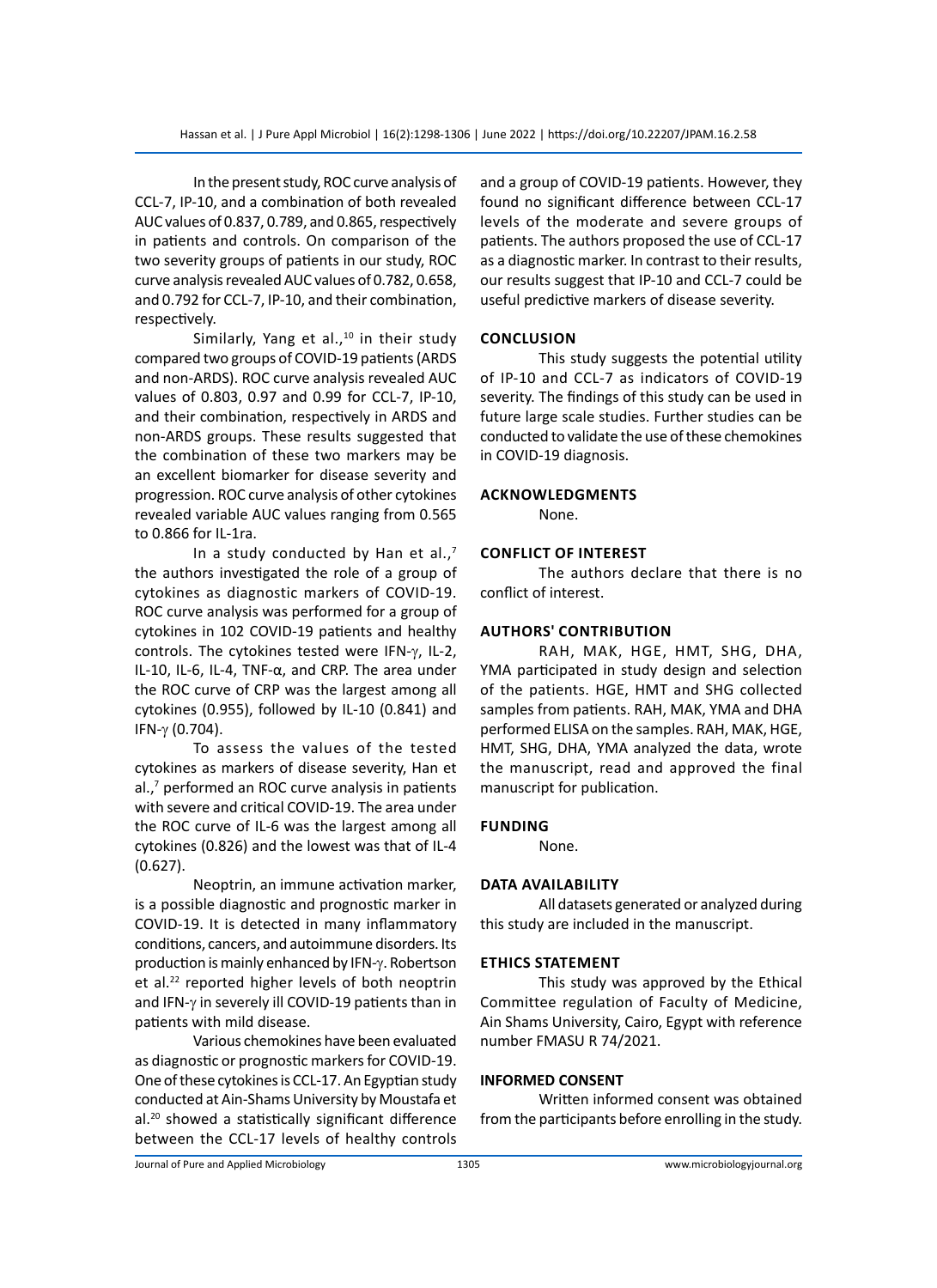In the present study, ROC curve analysis of CCL-7, IP-10, and a combination of both revealed AUC values of 0.837, 0.789, and 0.865, respectively in patients and controls. On comparison of the two severity groups of patients in our study, ROC curve analysis revealed AUC values of 0.782, 0.658, and 0.792 for CCL-7, IP-10, and their combination, respectively.

Similarly, Yang et al.,[10] in their study compared two groups of COVID-19 patients (ARDS and non-ARDS). ROC curve analysis revealed AUC values of 0.803, 0.97 and 0.99 for CCL-7, IP-10, and their combination, respectively in ARDS and non-ARDS groups. These results suggested that the combination of these two markers may be an excellent biomarker for disease severity and progression. ROC curve analysis of other cytokines revealed variable AUC values ranging from 0.565 to 0.866 for IL-1ra.

In a study conducted by Han et al.,[7] the authors investigated the role of a group of cytokines as diagnostic markers of COVID-19. ROC curve analysis was performed for a group of cytokines in 102 COVID-19 patients and healthy controls. The cytokines tested were IFN-$\gamma$, IL-2, IL-10, IL-6, IL-4, TNF-$\alpha$, and CRP. The area under the ROC curve of CRP was the largest among all cytokines (0.955), followed by IL-10 (0.841) and IFN-$\gamma$ (0.704).

To assess the values of the tested cytokines as markers of disease severity, Han et al.,[7] performed an ROC curve analysis in patients with severe and critical COVID-19. The area under the ROC curve of IL-6 was the largest among all cytokines (0.826) and the lowest was that of IL-4 (0.627).

Neoptrin, an immune activation marker, is a possible diagnostic and prognostic marker in COVID-19. It is detected in many inflammatory conditions, cancers, and autoimmune disorders. Its production is mainly enhanced by IFN-$\gamma$. Robertson et al.[22] reported higher levels of both neoptrin and IFN-$\gamma$ in severely ill COVID-19 patients than in patients with mild disease.

Various chemokines have been evaluated as diagnostic or prognostic markers for COVID-19. One of these cytokines is CCL-17. An Egyptian study conducted at Ain-Shams University by Moustafa et al.[20] showed a statistically significant difference between the CCL-17 levels of healthy controls and a group of COVID-19 patients. However, they found no significant difference between CCL-17 levels of the moderate and severe groups of patients. The authors proposed the use of CCL-17 as a diagnostic marker. In contrast to their results, our results suggest that IP-10 and CCL-7 could be useful predictive markers of disease severity.

## CONCLUSION

This study suggests the potential utility of IP-10 and CCL-7 as indicators of COVID-19 severity. The findings of this study can be used in future large scale studies. Further studies can be conducted to validate the use of these chemokines in COVID-19 diagnosis.

## ACKNOWLEDGMENTS

None.

## CONFLICT OF INTEREST

The authors declare that there is no conflict of interest.

## AUTHORS' CONTRIBUTION

RAH, MAK, HGE, HMT, SHG, DHA, YMA participated in study design and selection of the patients. HGE, HMT and SHG collected samples from patients. RAH, MAK, YMA and DHA performed ELISA on the samples. RAH, MAK, HGE, HMT, SHG, DHA, YMA analyzed the data, wrote the manuscript, read and approved the final manuscript for publication.

## FUNDING

None.

## DATA AVAILABILITY

All datasets generated or analyzed during this study are included in the manuscript.

## ETHICS STATEMENT

This study was approved by the Ethical Committee regulation of Faculty of Medicine, Ain Shams University, Cairo, Egypt with reference number FMASU R 74/2021.

## INFORMED CONSENT

Written informed consent was obtained from the participants before enrolling in the study.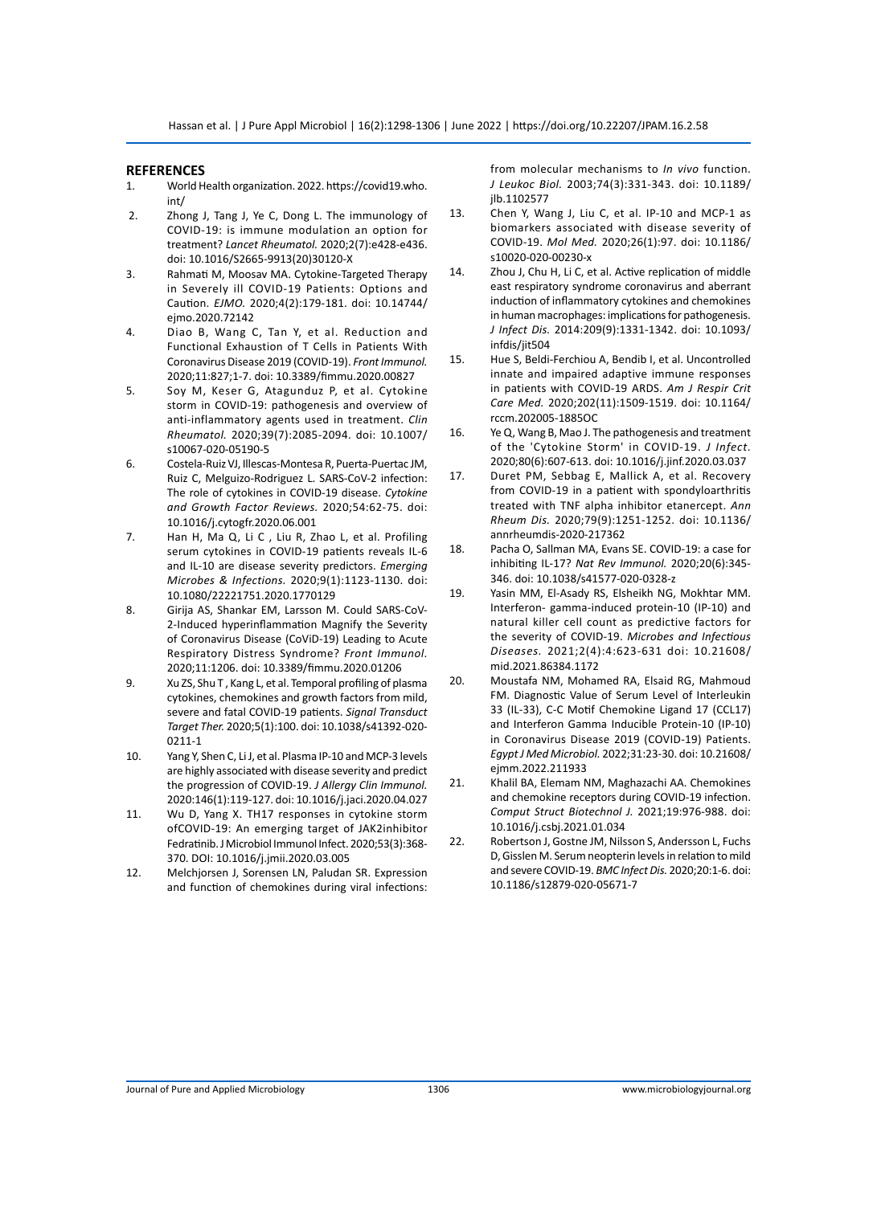## REFERENCES

1. World Health organization. 2022. https://covid19.who.int/
2. Zhong J, Tang J, Ye C, Dong L. The immunology of COVID-19: is immune modulation an option for treatment? *Lancet Rheumatol.* 2020;2(7):e428-e436. doi: 10.1016/S2665-9913(20)30120-X
3. Rahmati M, Moosav MA. Cytokine-Targeted Therapy in Severely ill COVID-19 Patients: Options and Caution. *EJMO.* 2020;4(2):179-181. doi: 10.14744/ejmo.2020.72142
4. Diao B, Wang C, Tan Y, et al. Reduction and Functional Exhaustion of T Cells in Patients With Coronavirus Disease 2019 (COVID-19). *Front Immunol.* 2020;11:827;1-7. doi: 10.3389/fimmu.2020.00827
5. Soy M, Keser G, Atagunduz P, et al. Cytokine storm in COVID-19: pathogenesis and overview of anti-inflammatory agents used in treatment. *Clin Rheumatol.* 2020;39(7):2085-2094. doi: 10.1007/s10067-020-05190-5
6. Costela-Ruiz VJ, Illescas-Montesa R, Puerta-Puertac JM, Ruiz C, Melguizo-Rodriguez L. SARS-CoV-2 infection: The role of cytokines in COVID-19 disease. *Cytokine and Growth Factor Reviews.* 2020;54:62-75. doi: 10.1016/j.cytogfr.2020.06.001
7. Han H, Ma Q, Li C , Liu R, Zhao L, et al. Profiling serum cytokines in COVID-19 patients reveals IL-6 and IL-10 are disease severity predictors. *Emerging Microbes & Infections.* 2020;9(1):1123-1130. doi: 10.1080/22221751.2020.1770129
8. Girija AS, Shankar EM, Larsson M. Could SARS-CoV-2-Induced hyperinflammation Magnify the Severity of Coronavirus Disease (CoViD-19) Leading to Acute Respiratory Distress Syndrome? *Front Immunol.* 2020;11:1206. doi: 10.3389/fimmu.2020.01206
9. Xu ZS, Shu T , Kang L, et al. Temporal profiling of plasma cytokines, chemokines and growth factors from mild, severe and fatal COVID-19 patients. *Signal Transduct Target Ther.* 2020;5(1):100. doi: 10.1038/s41392-020-0211-1
10. Yang Y, Shen C, Li J, et al. Plasma IP-10 and MCP-3 levels are highly associated with disease severity and predict the progression of COVID-19. *J Allergy Clin Immunol.* 2020:146(1):119-127. doi: 10.1016/j.jaci.2020.04.027
11. Wu D, Yang X. TH17 responses in cytokine storm ofCOVID-19: An emerging target of JAK2inhibitor Fedratinib. J Microbiol Immunol Infect. 2020;53(3):368-370. DOI: 10.1016/j.jmii.2020.03.005
12. Melchjorsen J, Sorensen LN, Paludan SR. Expression and function of chemokines during viral infections: from molecular mechanisms to *In vivo* function. *J Leukoc Biol.* 2003;74(3):331-343. doi: 10.1189/jlb.1102577
13. Chen Y, Wang J, Liu C, et al. IP-10 and MCP-1 as biomarkers associated with disease severity of COVID-19. *Mol Med.* 2020;26(1):97. doi: 10.1186/s10020-020-00230-x
14. Zhou J, Chu H, Li C, et al. Active replication of middle east respiratory syndrome coronavirus and aberrant induction of inflammatory cytokines and chemokines in human macrophages: implications for pathogenesis. *J Infect Dis.* 2014:209(9):1331-1342. doi: 10.1093/infdis/jit504
15. Hue S, Beldi-Ferchiou A, Bendib I, et al. Uncontrolled innate and impaired adaptive immune responses in patients with COVID-19 ARDS. *Am J Respir Crit Care Med.* 2020;202(11):1509-1519. doi: 10.1164/rccm.202005-1885OC
16. Ye Q, Wang B, Mao J. The pathogenesis and treatment of the 'Cytokine Storm' in COVID-19. *J Infect.* 2020;80(6):607-613. doi: 10.1016/j.jinf.2020.03.037
17. Duret PM, Sebbag E, Mallick A, et al. Recovery from COVID-19 in a patient with spondyloarthritis treated with TNF alpha inhibitor etanercept. *Ann Rheum Dis.* 2020;79(9):1251-1252. doi: 10.1136/annrheumdis-2020-217362
18. Pacha O, Sallman MA, Evans SE. COVID-19: a case for inhibiting IL-17? *Nat Rev Immunol.* 2020;20(6):345-346. doi: 10.1038/s41577-020-0328-z
19. Yasin MM, El-Asady RS, Elsheikh NG, Mokhtar MM. Interferon- gamma-induced protein-10 (IP-10) and natural killer cell count as predictive factors for the severity of COVID-19. *Microbes and Infectious Diseases.* 2021;2(4):4:623-631 doi: 10.21608/mid.2021.86384.1172
20. Moustafa NM, Mohamed RA, Elsaid RG, Mahmoud FM. Diagnostic Value of Serum Level of Interleukin 33 (IL-33), C-C Motif Chemokine Ligand 17 (CCL17) and Interferon Gamma Inducible Protein-10 (IP-10) in Coronavirus Disease 2019 (COVID-19) Patients. *Egypt J Med Microbiol.* 2022;31:23-30. doi: 10.21608/ejmm.2022.211933
21. Khalil BA, Elemam NM, Maghazachi AA. Chemokines and chemokine receptors during COVID-19 infection. *Comput Struct Biotechnol J.* 2021;19:976-988. doi: 10.1016/j.csbj.2021.01.034
22. Robertson J, Gostne JM, Nilsson S, Andersson L, Fuchs D, Gisslen M. Serum neopterin levels in relation to mild and severe COVID-19. *BMC Infect Dis.* 2020;20:1-6. doi: 10.1186/s12879-020-05671-7